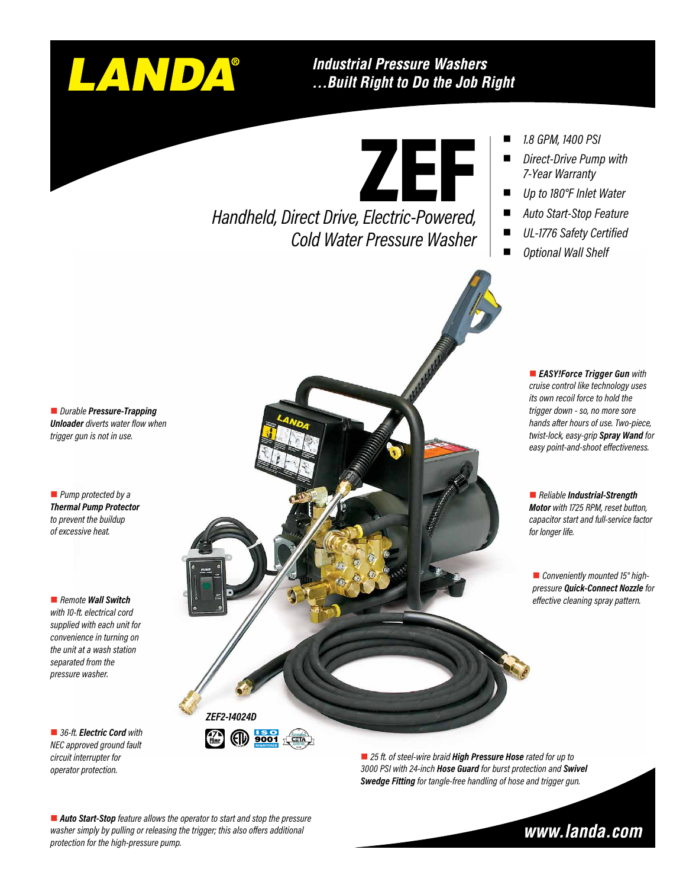# LANDA®

***Industrial Pressure Washers ...Built Right to Do the Job Right***

# ZEF

*Handheld, Direct Drive, Electric-Powered, Cold Water Pressure Washer*

- *1.8 GPM, 1400 PSI*
- *Direct-Drive Pump with 7-Year Warranty*
- *Up to 180°F Inlet Water*
- *Auto Start-Stop Feature*
- *UL-1776 Safety Certified*
- *Optional Wall Shelf*

- *Durable **Pressure-Trapping Unloader** diverts water flow when trigger gun is not in use.*
- *Pump protected by a **Thermal Pump Protector** to prevent the buildup of excessive heat.*
- *Remote **Wall Switch** with 10-ft. electrical cord supplied with each unit for convenience in turning on the unit at a wash station separated from the pressure washer.*
- *36-ft. **Electric Cord** with NEC approved ground fault circuit interrupter for operator protection.*
- ***EASY!Force Trigger Gun** with cruise control like technology uses its own recoil force to hold the trigger down - so, no more sore hands after hours of use. Two-piece, twist-lock, easy-grip **Spray Wand** for easy point-and-shoot effectiveness.*
- *Reliable **Industrial-Strength Motor** with 1725 RPM, reset button, capacitor start and full-service factor for longer life.*
- *Conveniently mounted 15° high-pressure **Quick-Connect Nozzle** for effective cleaning spray pattern.*
- *25 ft. of steel-wire braid **High Pressure Hose** rated for up to 3000 PSI with 24-inch **Hose Guard** for burst protection and **Swivel Swedge Fitting** for tangle-free handling of hose and trigger gun.*

***ZEF2-14024D***

- ***Auto Start-Stop** feature allows the operator to start and stop the pressure washer simply by pulling or releasing the trigger; this also offers additional protection for the high-pressure pump.*

**www.landa.com**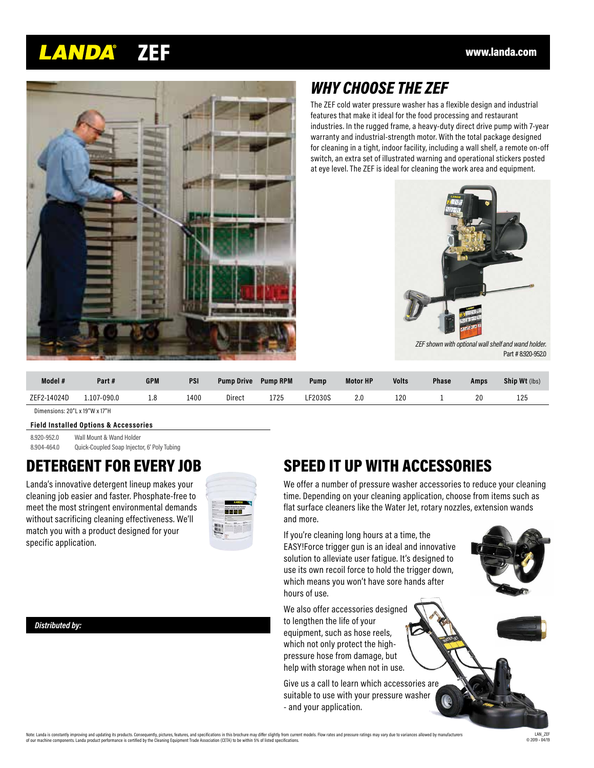# LANDA® ZEF

www.landa.com

## WHY CHOOSE THE ZEF

The ZEF cold water pressure washer has a flexible design and industrial features that make it ideal for the food processing and restaurant industries. In the rugged frame, a heavy-duty direct drive pump with 7-year warranty and industrial-strength motor. With the total package designed for cleaning in a tight, indoor facility, including a wall shelf, a remote on-off switch, an extra set of illustrated warning and operational stickers posted at eye level. The ZEF is ideal for cleaning the work area and equipment.

*ZEF shown with optional wall shelf and wand holder.*
Part # 8.920-952.0

| Model # | Part # | GPM | PSI | Pump Drive | Pump RPM | Pump | Motor HP | Volts | Phase | Amps | Ship Wt (lbs) |
|---|---|---|---|---|---|---|---|---|---|---|---|
| ZEF2-14024D | 1.107-090.0 | 1.8 | 1400 | Direct | 1725 | LF2030S | 2.0 | 120 | 1 | 20 | 125 |

Dimensions: 20"L x 19"W x 17"H

**Field Installed Options & Accessories**

| | |
|---|---|
| 8.920-952.0 | Wall Mount & Wand Holder |
| 8.904-464.0 | Quick-Coupled Soap Injector, 6' Poly Tubing |

## DETERGENT FOR EVERY JOB

Landa's innovative detergent lineup makes your cleaning job easier and faster. Phosphate-free to meet the most stringent environmental demands without sacrificing cleaning effectiveness. We'll match you with a product designed for your specific application.

***Distributed by:***

## SPEED IT UP WITH ACCESSORIES

We offer a number of pressure washer accessories to reduce your cleaning time. Depending on your cleaning application, choose from items such as flat surface cleaners like the Water Jet, rotary nozzles, extension wands and more.

If you're cleaning long hours at a time, the EASY!Force trigger gun is an ideal and innovative solution to alleviate user fatigue. It's designed to use its own recoil force to hold the trigger down, which means you won't have sore hands after hours of use.

We also offer accessories designed to lengthen the life of your equipment, such as hose reels, which not only protect the high-pressure hose from damage, but help with storage when not in use.

Give us a call to learn which accessories are suitable to use with your pressure washer - and your application.

Note: Landa is constantly improving and updating its products. Consequently, pictures, features, and specifications in this brochure may differ slightly from current models. Flow rates and pressure ratings may vary due to variances allowed by manufacturers of our machine components. Landa product performance is certified by the Cleaning Equipment Trade Association (CETA) to be within 5% of listed specifications.

LAN_ZEF
© 2019 - 04/19